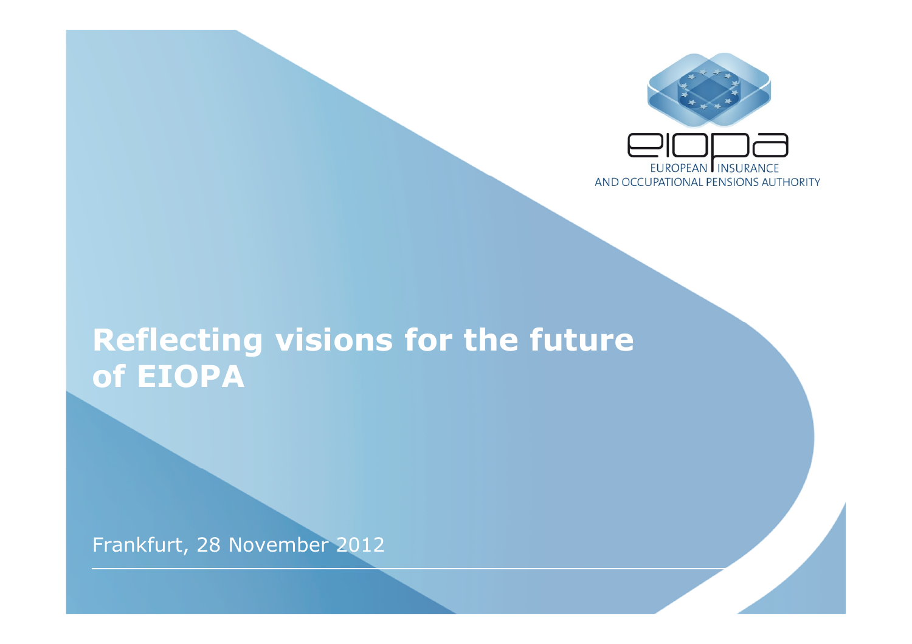EUROPEAN INSURANCE AND OCCUPATIONAL PENSIONS AUTHORITY

# Reflecting visions for the future of EIOPA

Frankfurt, 28 November 2012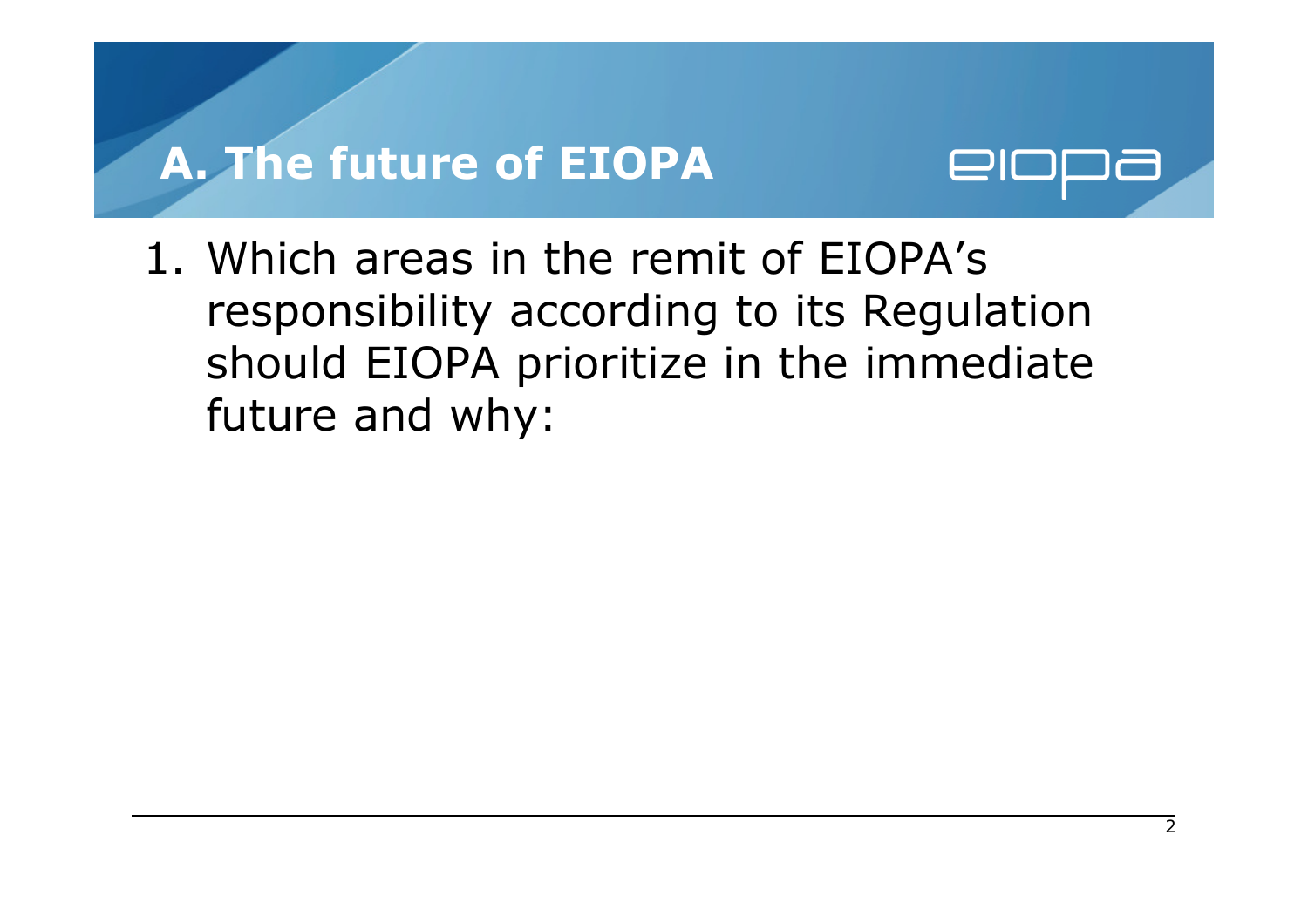## A. The future of EIOPA

1. Which areas in the remit of EIOPA's responsibility according to its Regulation should EIOPA prioritize in the immediate future and why: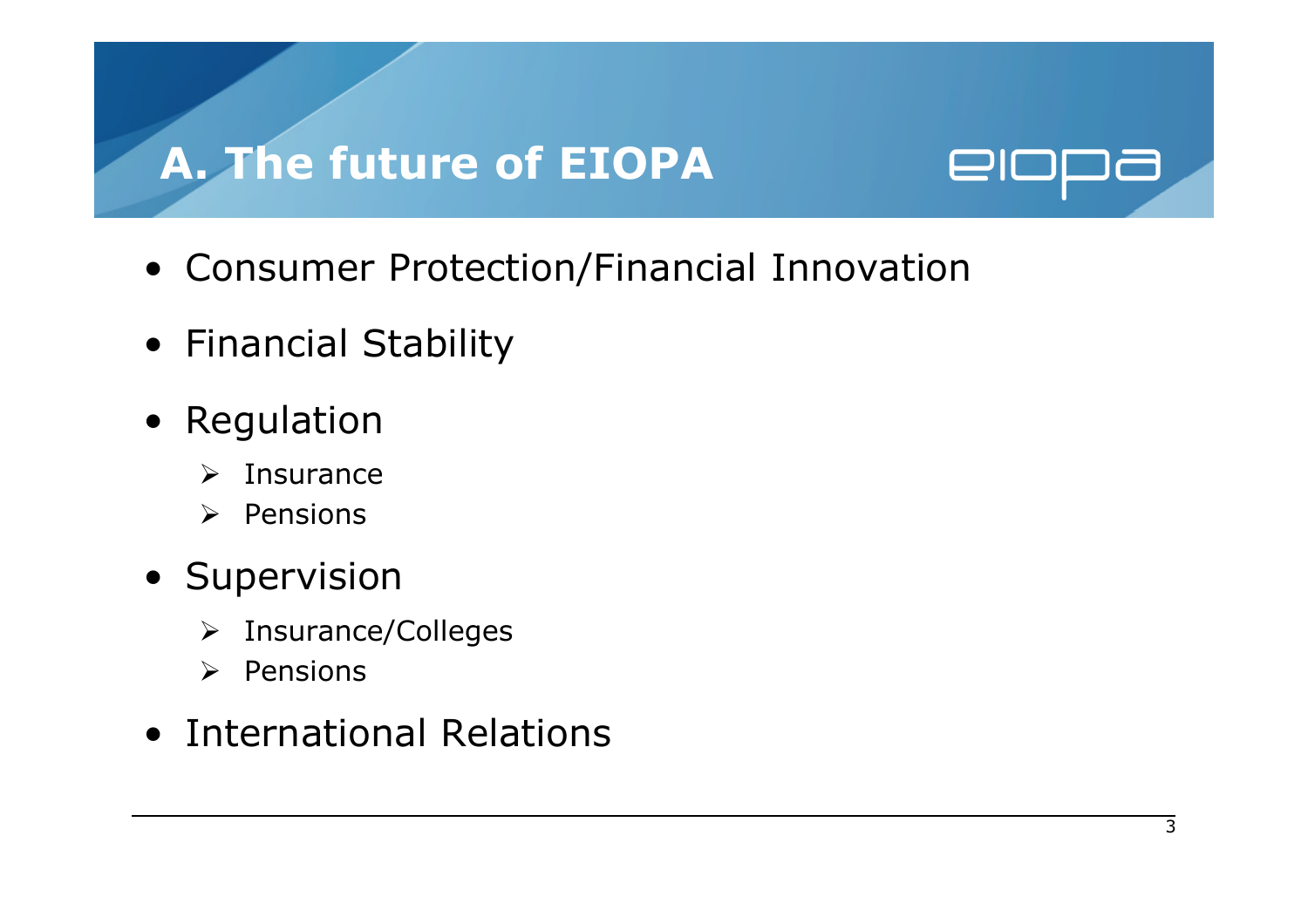# A. The future of EIOPA

- Consumer Protection/Financial Innovation
- Financial Stability
- Regulation
  - Insurance
  - Pensions
- Supervision
  - Insurance/Colleges
  - Pensions
- International Relations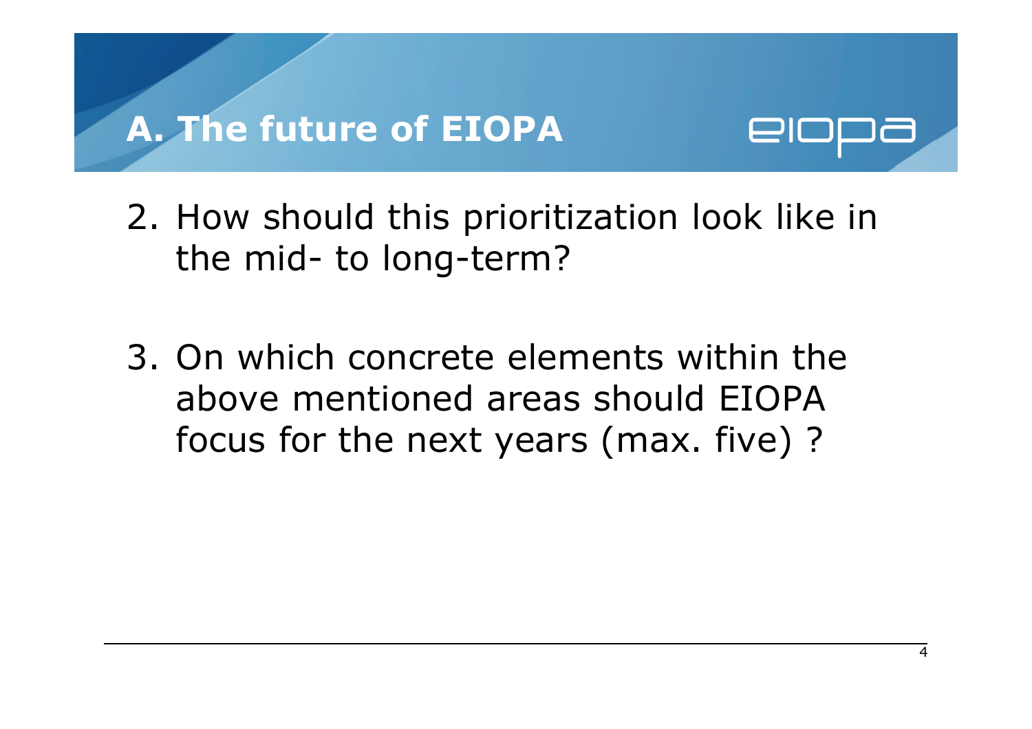# A. The future of EIOPA

2. How should this prioritization look like in the mid- to long-term?

3. On which concrete elements within the above mentioned areas should EIOPA focus for the next years (max. five) ?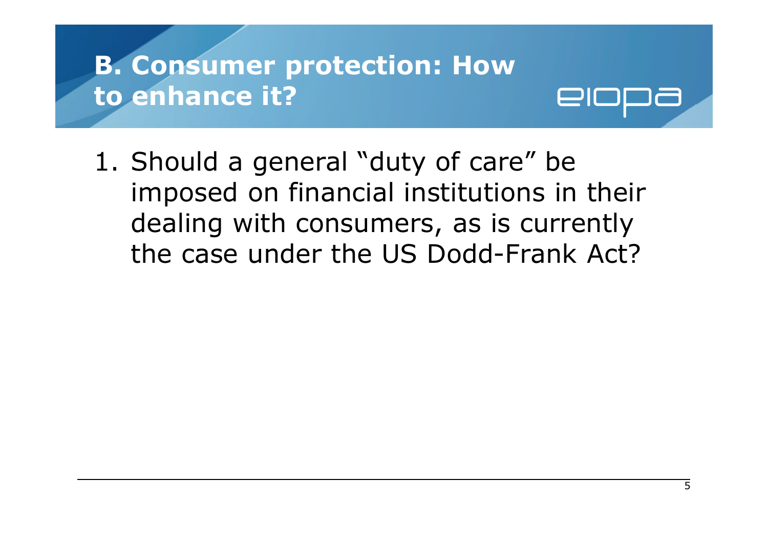# B. Consumer protection: How to enhance it?

1. Should a general "duty of care" be imposed on financial institutions in their dealing with consumers, as is currently the case under the US Dodd-Frank Act?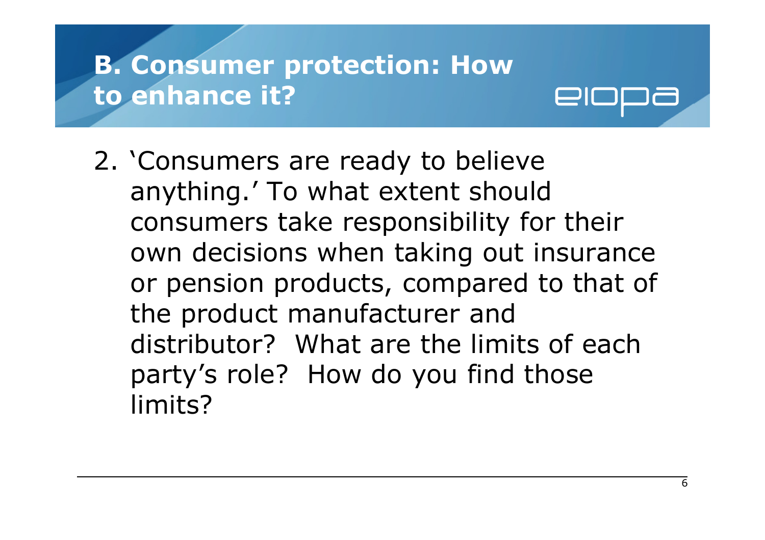## B. Consumer protection: How to enhance it?

2. 'Consumers are ready to believe anything.' To what extent should consumers take responsibility for their own decisions when taking out insurance or pension products, compared to that of the product manufacturer and distributor? What are the limits of each party's role? How do you find those limits?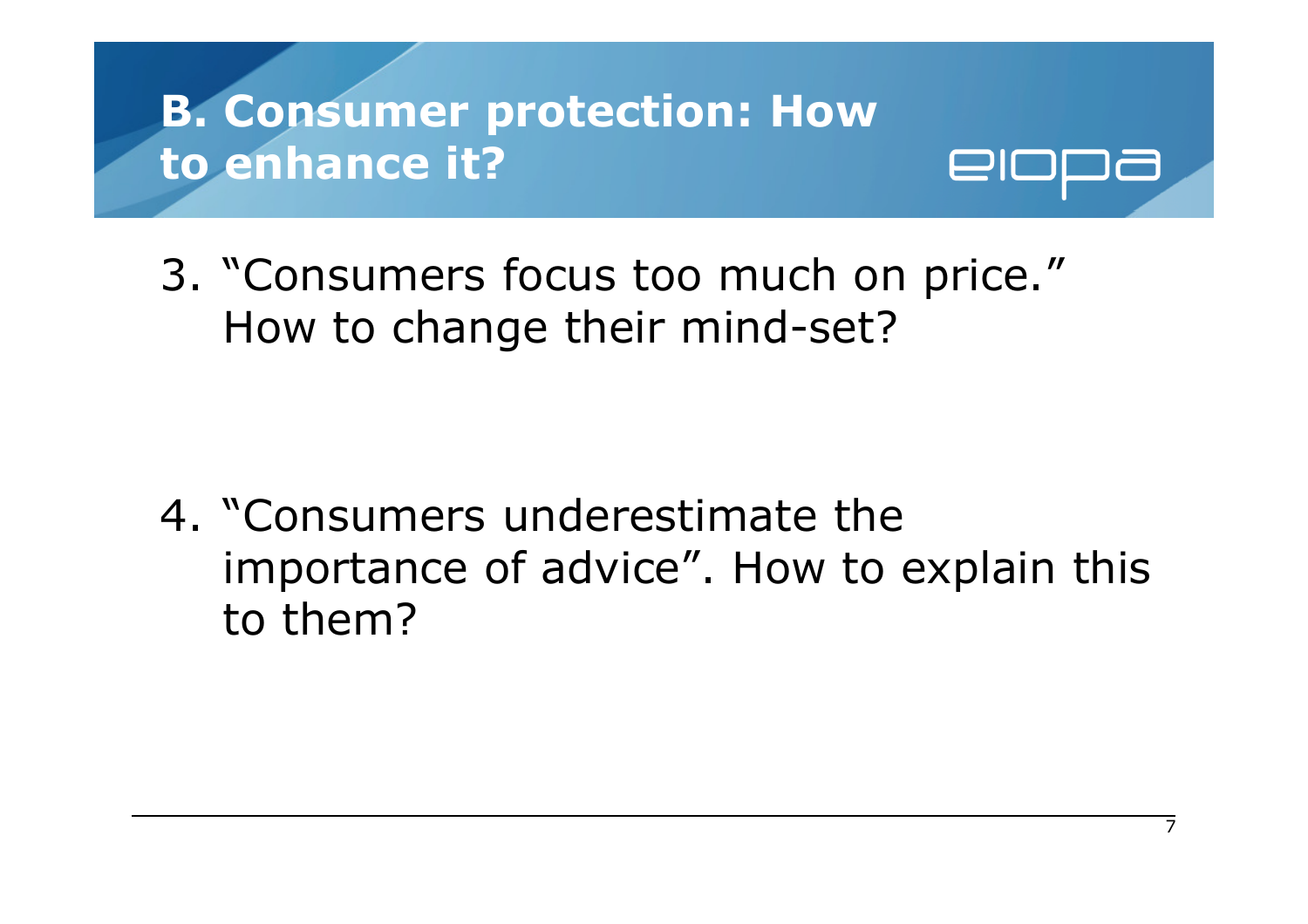# B. Consumer protection: How to enhance it?

3. "Consumers focus too much on price." How to change their mind-set?

4. "Consumers underestimate the importance of advice". How to explain this to them?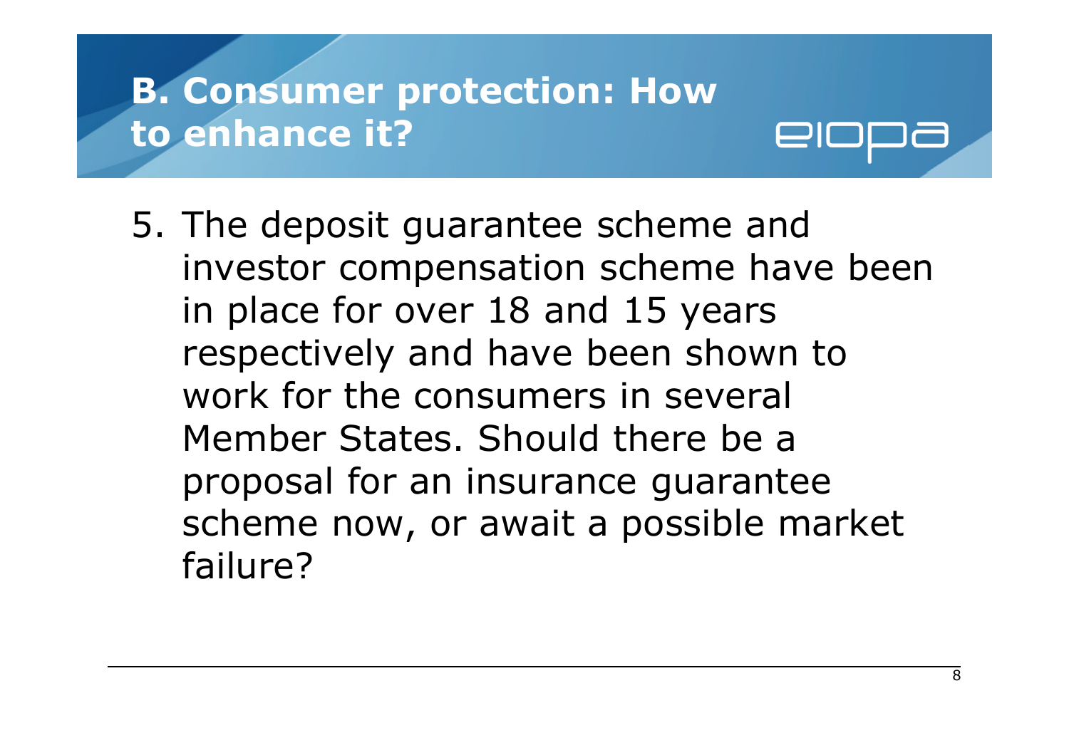## B. Consumer protection: How to enhance it?

5. The deposit guarantee scheme and investor compensation scheme have been in place for over 18 and 15 years respectively and have been shown to work for the consumers in several Member States. Should there be a proposal for an insurance guarantee scheme now, or await a possible market failure?